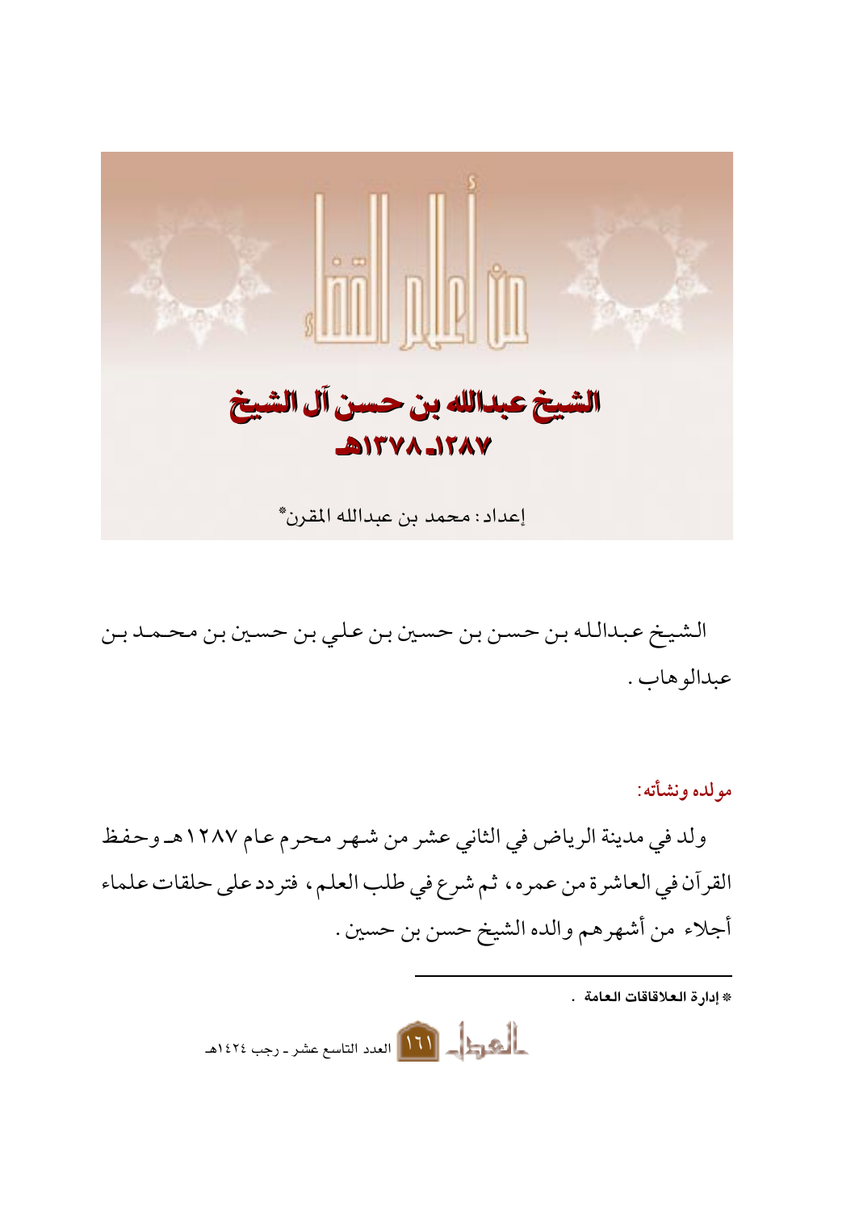## من أعلام القضاء

# الشيخ عبدالله بن حسن آل الشيخ

## ١٢٨٧ـ ١٣٧٨هـ

إعداد: محمد بن عبدالله المقرن*

الشيخ عبدالله بن حسن بن حسين بن علي بن حسين بن محمد بن عبدالوهاب.

### مولده ونشأته:

ولد في مدينة الرياض في الثاني عشر من شهر محرم عام ١٢٨٧هـ وحفظ القرآن في العاشرة من عمره، ثم شرع في طلب العلم، فتردد على حلقات علماء أجلاء من أشهرهم والده الشيخ حسن بن حسين.

---

* إدارة العلاقاقات العامة .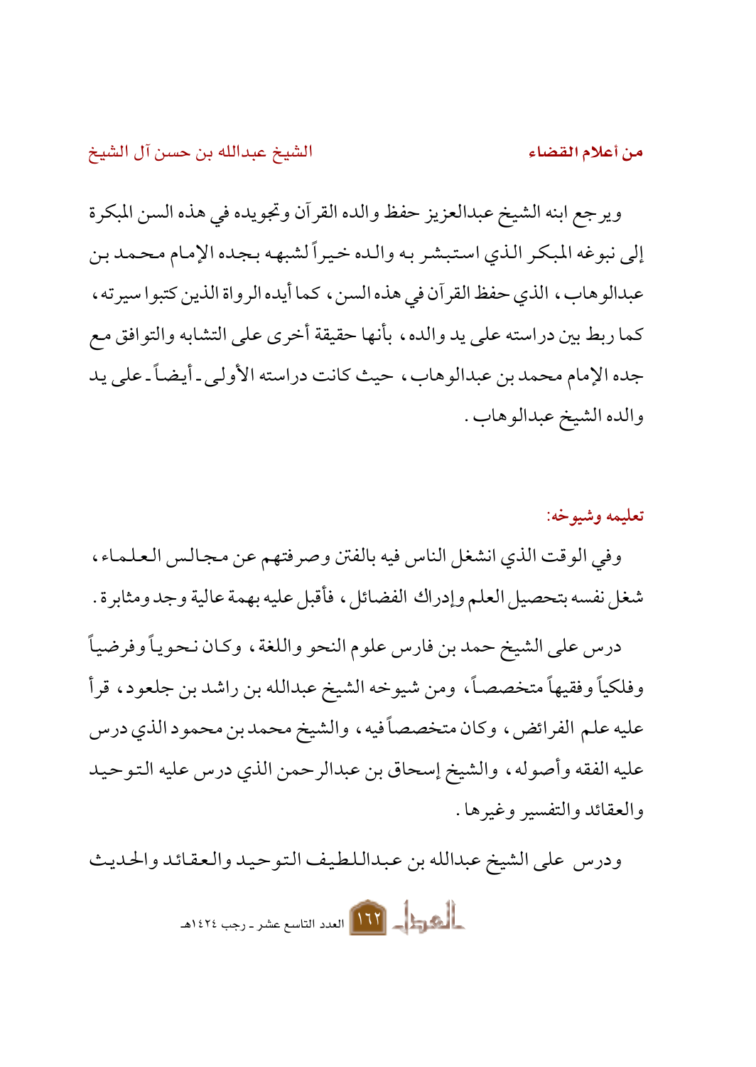ويرجع ابنه الشيخ عبدالعزيز حفظ والده القرآن وتجويده في هذه السن المبكرة إلى نبوغه المبكر الذي استبشر به والده خيراً لشبهه بجده الإمام محمد بن عبدالوهاب، الذي حفظ القرآن في هذه السن، كما أيده الرواة الذين كتبوا سيرته، كما ربط بين دراسته على يد والده، بأنها حقيقة أخرى على التشابه والتوافق مع جده الإمام محمد بن عبدالوهاب، حيث كانت دراسته الأولى - أيضاً - على يد والده الشيخ عبدالوهاب.

### تعليمه وشيوخه:

وفي الوقت الذي انشغل الناس فيه بالفتن وصرفتهم عن مجالس العلماء، شغل نفسه بتحصيل العلم وإدراك الفضائل، فأقبل عليه بهمة عالية وجد ومثابرة.

درس على الشيخ حمد بن فارس علوم النحو واللغة، وكان نحوياً وفرضياً وفلكياً وفقيهاً متخصصاً، ومن شيوخه الشيخ عبدالله بن راشد بن جلعود، قرأ عليه علم الفرائض، وكان متخصصاً فيه، والشيخ محمد بن محمود الذي درس عليه الفقه وأصوله، والشيخ إسحاق بن عبدالرحمن الذي درس عليه التوحيد والعقائد والتفسير وغيرها.

ودرس على الشيخ عبدالله بن عبداللطيف التوحيد والعقائد والحديث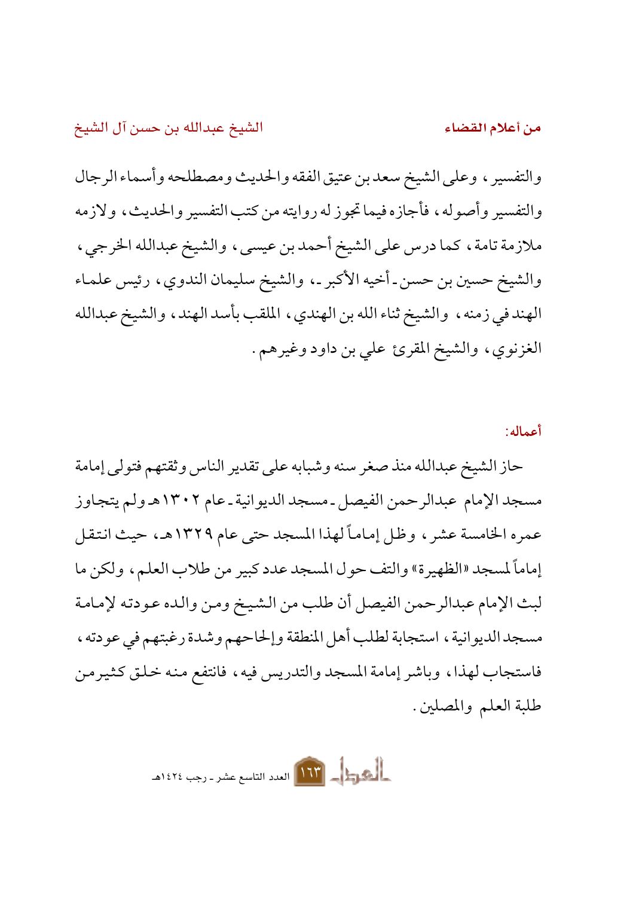والتفسير، وعلى الشيخ سعد بن عتيق الفقه والحديث ومصطلحه وأسماء الرجال والتفسير وأصوله، فأجازه فيما تجوز له روايته من كتب التفسير والحديث، ولازمه ملازمة تامة، كما درس على الشيخ أحمد بن عيسى، والشيخ عبدالله الخرجي، والشيخ حسين بن حسن ـ أخيه الأكبر ـ، والشيخ سليمان الندوي، رئيس علماء الهند في زمنه، والشيخ ثناء الله بن الهندي، الملقب بأسد الهند، والشيخ عبدالله الغزنوي، والشيخ المقرئ علي بن داود وغيرهم.

**أعماله:**

حاز الشيخ عبدالله منذ صغر سنه وشبابه على تقدير الناس وثقتهم فتولى إمامة مسجد الإمام عبدالرحمن الفيصل ـ مسجد الديوانية ـ عام ١٣٠٢هـ ولم يتجاوز عمره الخامسة عشر، وظل إماماً لهذا المسجد حتى عام ١٣٢٩هـ، حيث انتقل إماماً لمسجد «الظهيرة» والتف حول المسجد عدد كبير من طلاب العلم، ولكن ما لبث الإمام عبدالرحمن الفيصل أن طلب من الشيخ ومن والده عودته لإمامة مسجد الديوانية، استجابة لطلب أهل المنطقة وإلحاحهم وشدة رغبتهم في عودته، فاستجاب لهذا، وباشر إمامة المسجد والتدريس فيه، فانتفع منه خلق كثير من طلبة العلم والمصلين.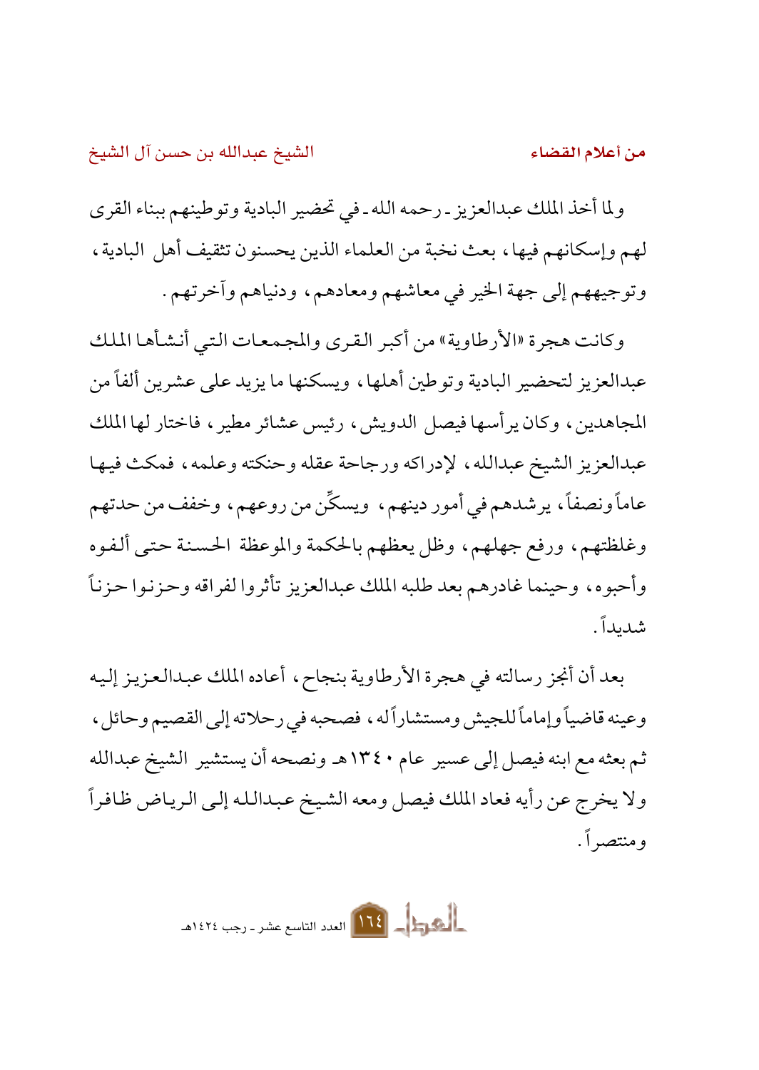ولما أخذ الملك عبدالعزيز ـ رحمه الله ـ في تحضير البادية وتوطينهم ببناء القرى لهم وإسكانهم فيها، بعث نخبة من العلماء الذين يحسنون تثقيف أهل البادية، وتوجيههم إلى جهة الخير في معاشهم ومعادهم، ودنياهم وآخرتهم.

وكانت هجرة «الأرطاوية» من أكبر القرى والمجمعات التي أنشأها الملك عبدالعزيز لتحضير البادية وتوطين أهلها، ويسكنها ما يزيد على عشرين ألفاً من المجاهدين، وكان يرأسها فيصل الدويش، رئيس عشائر مطير، فاختار لها الملك عبدالعزيز الشيخ عبدالله، لإدراكه ورجاحة عقله وحنكته وعلمه، فمكث فيها عاماً ونصفاً، يرشدهم في أمور دينهم، ويسكِّن من روعهم، وخفف من حدتهم وغلظتهم، ورفع جهلهم، وظل يعظهم بالحكمة والموعظة الحسنة حتى ألفوه وأحبوه، وحينما غادرهم بعد طلبه الملك عبدالعزيز تأثروا لفراقه وحزنوا حزناً شديداً.

بعد أن أنجز رسالته في هجرة الأرطاوية بنجاح، أعاده الملك عبدالعزيز إليه وعينه قاضياً وإماماً للجيش ومستشاراً له، فصحبه في رحلاته إلى القصيم وحائل، ثم بعثه مع ابنه فيصل إلى عسير عام ١٣٤٠هـ ونصحه أن يستشير الشيخ عبدالله ولا يخرج عن رأيه فعاد الملك فيصل ومعه الشيخ عبدالله إلى الرياض ظافراً ومنتصراً.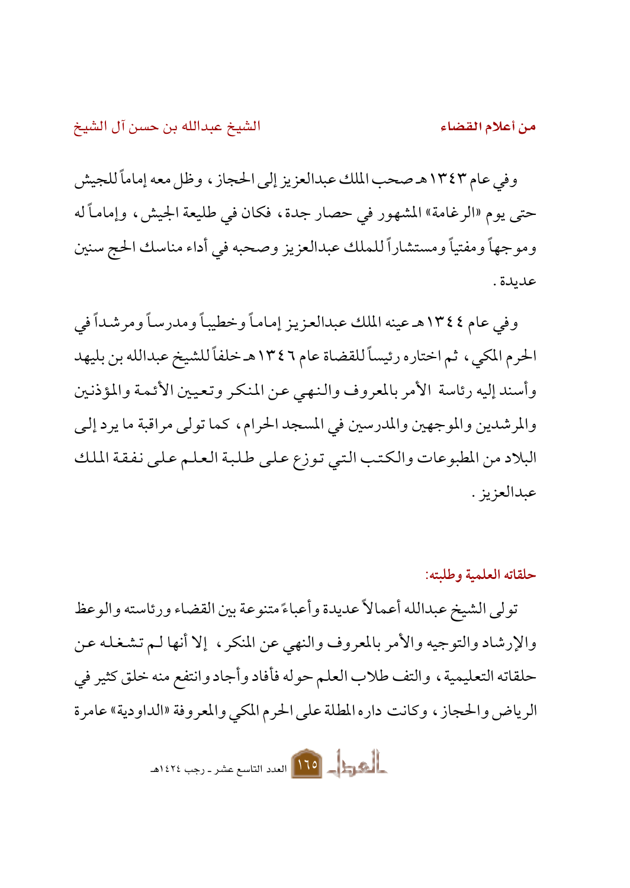وفي عام ١٣٤٣هـ صحب الملك عبدالعزيز إلى الحجاز، وظل معه إماماً للجيش حتى يوم «الرغامة» المشهور في حصار جدة، فكان في طليعة الجيش، وإماماً له وموجهاً ومفتياً ومستشاراً للملك عبدالعزيز وصحبه في أداء مناسك الحج سنين عديدة.

وفي عام ١٣٤٤هـ عينه الملك عبدالعزيز إماماً وخطيباً ومدرساً ومرشداً في الحرم المكي، ثم اختاره رئيساً للقضاة عام ١٣٤٦هـ خلفاً للشيخ عبدالله بن بليهد وأسند إليه رئاسة الأمر بالمعروف والنهي عن المنكر وتعيين الأئمة والمؤذنين والمرشدين والموجهين والمدرسين في المسجد الحرام، كما تولى مراقبة ما يرد إلى البلاد من المطبوعات والكتب التي توزع على طلبة العلم على نفقة الملك عبدالعزيز.

### حلقاته العلمية وطلبته:

تولى الشيخ عبدالله أعمالاً عديدة وأعباءً متنوعة بين القضاء ورئاسته والوعظ والإرشاد والتوجيه والأمر بالمعروف والنهي عن المنكر، إلا أنها لم تشغله عن حلقاته التعليمية، والتف طلاب العلم حوله فأفاد وأجاد وانتفع منه خلق كثير في الرياض والحجاز، وكانت داره المطلة على الحرم المكي والمعروفة «الداودية» عامرة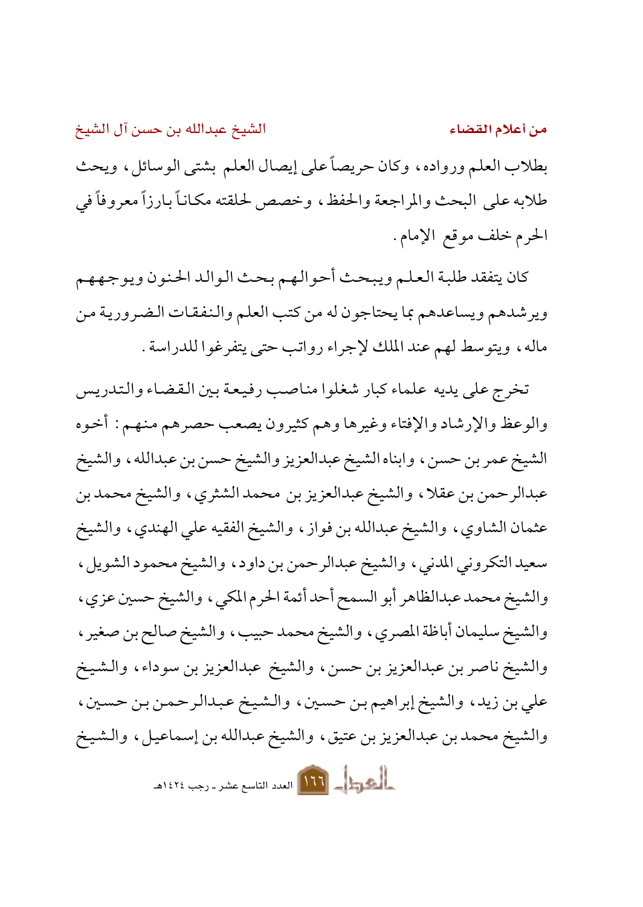بطلاب العلم ورواده، وكان حريصاً على إيصال العلم بشتى الوسائل، ويحث طلابه على البحث والمراجعة والحفظ، وخصص لحلقته مكاناً بارزاً معروفاً في الحرم خلف موقع الإمام.

كان يتفقد طلبة العلم ويبحث أحوالهم بحث الوالد الحنون ويوجههم ويرشدهم ويساعدهم بما يحتاجون له من كتب العلم والنفقات الضرورية من ماله، ويتوسط لهم عند الملك لإجراء رواتب حتى يتفرغوا للدراسة.

تخرج على يديه علماء كبار شغلوا مناصب رفيعة بين القضاء والتدريس والوعظ والإرشاد والإفتاء وغيرها وهم كثيرون يصعب حصرهم منهم: أخوه الشيخ عمر بن حسن، وابناه الشيخ عبدالعزيز والشيخ حسن بن عبدالله، والشيخ عبدالرحمن بن عقلا، والشيخ عبدالعزيز بن محمد الشثري، والشيخ محمد بن عثمان الشاوي، والشيخ عبدالله بن فواز، والشيخ الفقيه علي الهندي، والشيخ سعيد التكروني المدني، والشيخ عبدالرحمن بن داود، والشيخ محمود الشويل، والشيخ محمد عبدالظاهر أبو السمح أحد أئمة الحرم المكي، والشيخ حسين عزي، والشيخ سليمان أباظة المصري، والشيخ محمد حبيب، والشيخ صالح بن صغير، والشيخ ناصر بن عبدالعزيز بن حسن، والشيخ عبدالعزيز بن سوداء، والشيخ علي بن زيد، والشيخ إبراهيم بن حسين، والشيخ عبدالرحمن بن حسين، والشيخ محمد بن عبدالعزيز بن عتيق، والشيخ عبدالله بن إسماعيل، والشيخ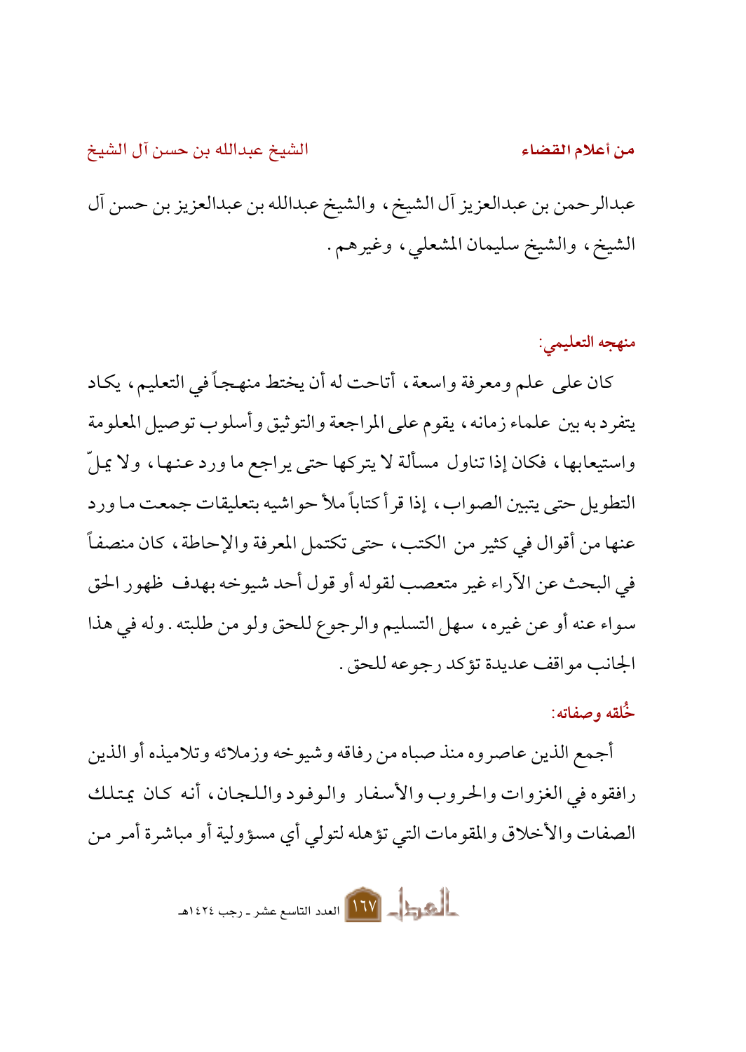عبدالرحمن بن عبدالعزيز آل الشيخ، والشيخ عبدالله بن عبدالعزيز بن حسن آل الشيخ، والشيخ سليمان المشعلي، وغيرهم.

## منهجه التعليمي:

كان على علم ومعرفة واسعة، أتاحت له أن يختط منهجاً في التعليم، يكاد يتفرد به بين علماء زمانه، يقوم على المراجعة والتوثيق وأسلوب توصيل المعلومة واستيعابها، فكان إذا تناول مسألة لا يتركها حتى يراجع ما ورد عنها، ولا يملّ التطويل حتى يتبين الصواب، إذا قرأ كتاباً ملأ حواشيه بتعليقات جمعت ما ورد عنها من أقوال في كثير من الكتب، حتى تكتمل المعرفة والإحاطة، كان منصفاً في البحث عن الآراء غير متعصب لقوله أو قول أحد شيوخه بهدف ظهور الحق سواء عنه أو عن غيره، سهل التسليم والرجوع للحق ولو من طلبته. وله في هذا الجانب مواقف عديدة تؤكد رجوعه للحق.

## خُلقه وصفاته:

أجمع الذين عاصروه منذ صباه من رفاقه وشيوخه وزملائه وتلاميذه أو الذين رافقوه في الغزوات والحروب والأسفار والوفود واللجان، أنه كان يمتلك الصفات والأخلاق والمقومات التي تؤهله لتولي أي مسؤولية أو مباشرة أمر من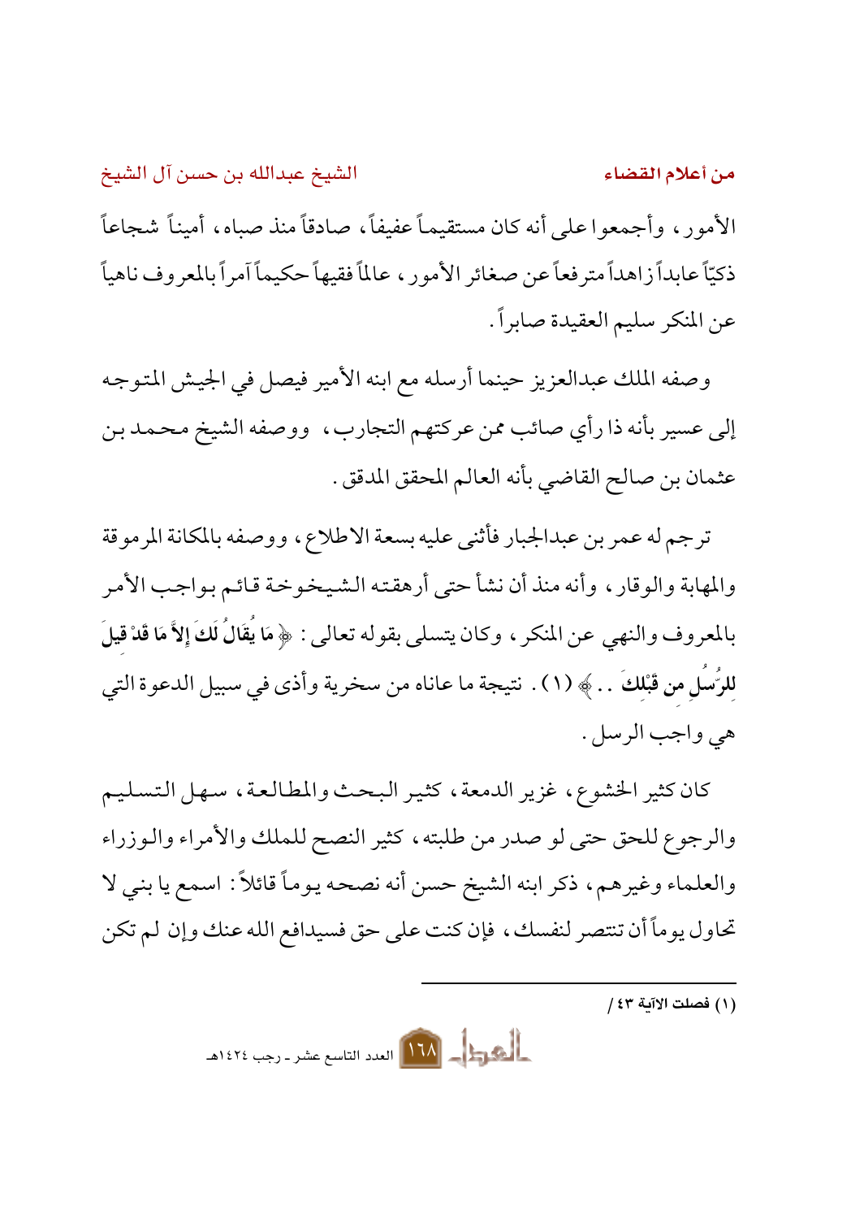الأمور، وأجمعوا على أنه كان مستقيماً عفيفاً، صادقاً منذ صباه، أميناً شجاعاً ذكيّاً عابداً زاهداً مترفعاً عن صغائر الأمور، عالماً فقيهاً حكيماً آمراً بالمعروف ناهياً عن المنكر سليم العقيدة صابراً.

وصفه الملك عبدالعزيز حينما أرسله مع ابنه الأمير فيصل في الجيش المتوجه إلى عسير بأنه ذا رأي صائب ممن عركتهم التجارب، ووصفه الشيخ محمد بن عثمان بن صالح القاضي بأنه العالم المحقق المدقق.

ترجم له عمر بن عبدالجبار فأثنى عليه بسعة الاطلاع، ووصفه بالمكانة المرموقة والمهابة والوقار، وأنه منذ أن نشأ حتى أرهقته الشيخوخة قائم بواجب الأمر بالمعروف والنهي عن المنكر، وكان يتسلى بقوله تعالى: ﴿ **مَا يُقَالُ لَكَ إِلاَّ مَا قَدْ قِيلَ لِلرُّسُلِ مِن قَبْلِكَ** .. ﴾ (١). نتيجة ما عاناه من سخرية وأذى في سبيل الدعوة التي هي واجب الرسل.

كان كثير الخشوع، غزير الدمعة، كثير البحث والمطالعة، سهل التسليم والرجوع للحق حتى لو صدر من طلبته، كثير النصح للملك والأمراء والوزراء والعلماء وغيرهم، ذكر ابنه الشيخ حسن أنه نصحه يوماً قائلاً: اسمع يا بني لا تحاول يوماً أن تنتصر لنفسك، فإن كنت على حق فسيدافع الله عنك وإن لم تكن

---

(١) فصلت الآية ٤٣ /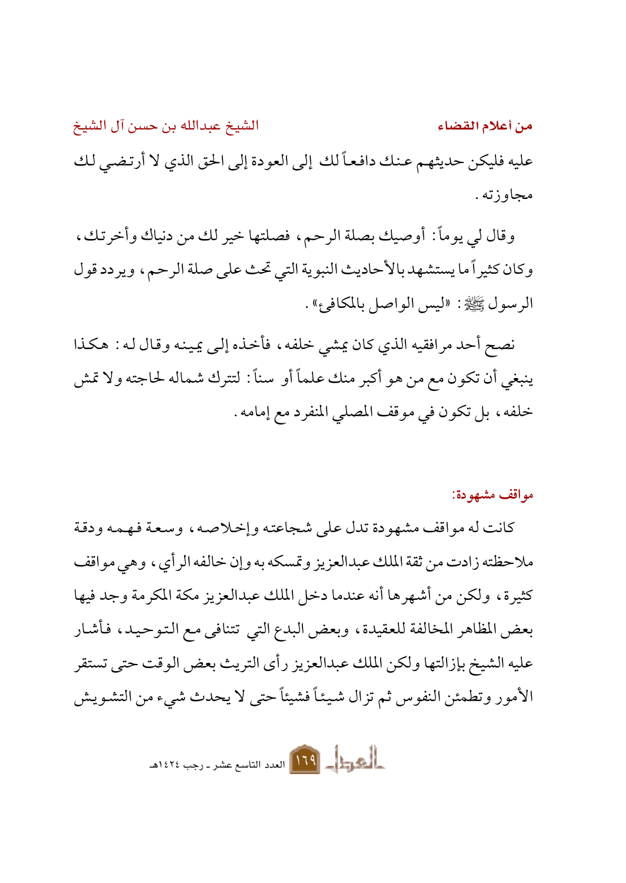عليه فليكن حديثهم عنك دافعاً لك إلى العودة إلى الحق الذي لا أرتضي لك مجاوزته.

وقال لي يوماً: أوصيك بصلة الرحم، فصلتها خير لك من دنياك وأخرتك، وكان كثيراً ما يستشهد بالأحاديث النبوية التي تحث على صلة الرحم، ويردد قول الرسول ﷺ: «ليس الواصل بالمكافئ».

نصح أحد مرافقيه الذي كان يمشي خلفه، فأخذه إلى يمينه وقال له: هكذا ينبغي أن تكون مع من هو أكبر منك علماً أو سناً: لتترك شماله لحاجته ولا تمش خلفه، بل تكون في موقف المصلي المنفرد مع إمامه.

## مواقف مشهودة:

كانت له مواقف مشهودة تدل على شجاعته وإخلاصه، وسعة فهمه ودقة ملاحظته زادت من ثقة الملك عبدالعزيز وتمسكه به وإن خالفه الرأي، وهي مواقف كثيرة، ولكن من أشهرها أنه عندما دخل الملك عبدالعزيز مكة المكرمة وجد فيها بعض المظاهر المخالفة للعقيدة، وبعض البدع التي تتنافى مع التوحيد، فأشار عليه الشيخ بإزالتها ولكن الملك عبدالعزيز رأى التريث بعض الوقت حتى تستقر الأمور وتطمئن النفوس ثم تزال شيئاً فشيئاً حتى لا يحدث شيء من التشويش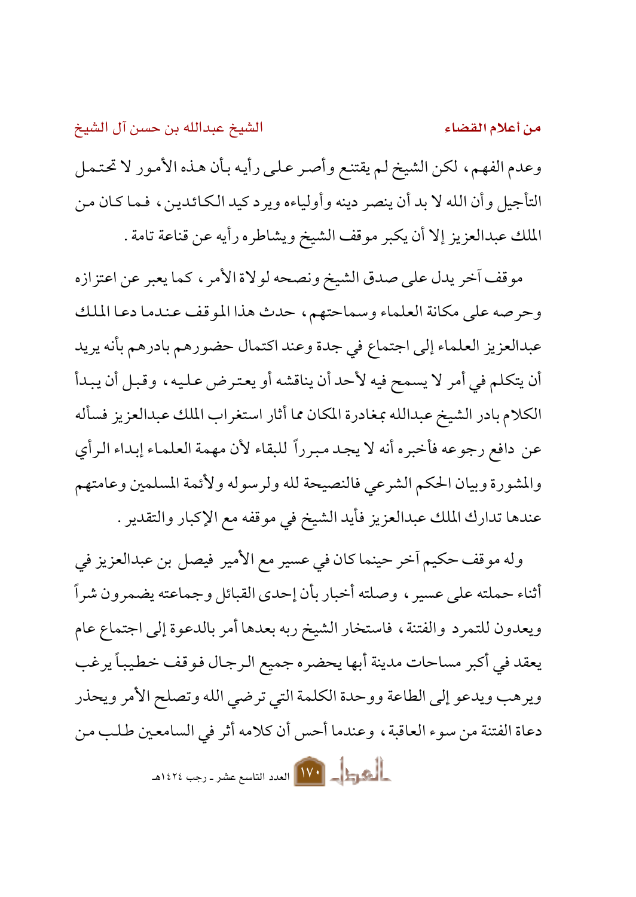وعدم الفهم، لكن الشيخ لم يقتنع وأصر على رأيه بأن هذه الأمور لا تحتمل التأجيل وأن الله لا بد أن ينصر دينه وأولياءه ويرد كيد الكائدين، فما كان من الملك عبدالعزيز إلا أن يكبر موقف الشيخ ويشاطره رأيه عن قناعة تامة.

موقف آخر يدل على صدق الشيخ ونصحه لولاة الأمر، كما يعبر عن اعتزازه وحرصه على مكانة العلماء وسماحتهم، حدث هذا الموقف عندما دعا الملك عبدالعزيز العلماء إلى اجتماع في جدة وعند اكتمال حضورهم بادرهم بأنه يريد أن يتكلم في أمر لا يسمح فيه لأحد أن يناقشه أو يعترض عليه، وقبل أن يبدأ الكلام بادر الشيخ عبدالله بمغادرة المكان مما أثار استغراب الملك عبدالعزيز فسأله عن دافع رجوعه فأخبره أنه لا يجد مبرراً للبقاء لأن مهمة العلماء إبداء الرأي والمشورة وبيان الحكم الشرعي فالنصيحة لله ولرسوله ولأئمة المسلمين وعامتهم عندها تدارك الملك عبدالعزيز فأيد الشيخ في موقفه مع الإكبار والتقدير.

وله موقف حكيم آخر حينما كان في عسير مع الأمير فيصل بن عبدالعزيز في أثناء حملته على عسير، وصلته أخبار بأن إحدى القبائل وجماعته يضمرون شراً ويعدون للتمرد والفتنة، فاستخار الشيخ ربه بعدها أمر بالدعوة إلى اجتماع عام يعقد في أكبر مساحات مدينة أبها يحضره جميع الرجال فوقف خطيباً يرغب ويرهب ويدعو إلى الطاعة ووحدة الكلمة التي ترضي الله وتصلح الأمر ويحذر دعاة الفتنة من سوء العاقبة، وعندما أحس أن كلامه أثر في السامعين طلب من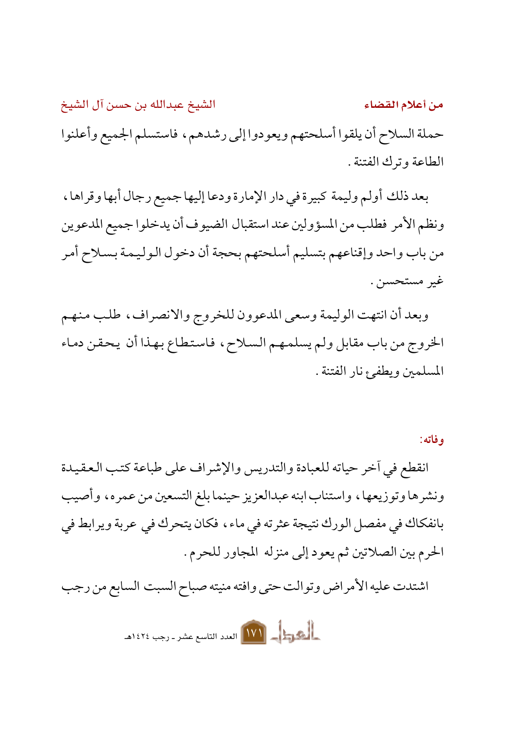حملة السلاح أن يلقوا أسلحتهم ويعودوا إلى رشدهم، فاستسلم الجميع وأعلنوا الطاعة وترك الفتنة.

بعد ذلك أولم وليمة كبيرة في دار الإمارة ودعا إليها جميع رجال أبها وقراها، ونظم الأمر فطلب من المسؤولين عند استقبال الضيوف أن يدخلوا جميع المدعوين من باب واحد وإقناعهم بتسليم أسلحتهم بحجة أن دخول الوليمة بسلاح أمر غير مستحسن.

وبعد أن انتهت الوليمة وسعى المدعوون للخروج والانصراف، طلب منهم الخروج من باب مقابل ولم يسلمهم السلاح، فاستطاع بهذا أن يحقن دماء المسلمين ويطفئ نار الفتنة.

**وفاته:**

انقطع في آخر حياته للعبادة والتدريس والإشراف على طباعة كتب العقيدة ونشرها وتوزيعها، واستناب ابنه عبدالعزيز حينما بلغ التسعين من عمره، وأصيب بانفكاك في مفصل الورك نتيجة عثرته في ماء، فكان يتحرك في عربة ويرابط في الحرم بين الصلاتين ثم يعود إلى منزله المجاور للحرم.

اشتدت عليه الأمراض وتوالت حتى وافته منيته صباح السبت السابع من رجب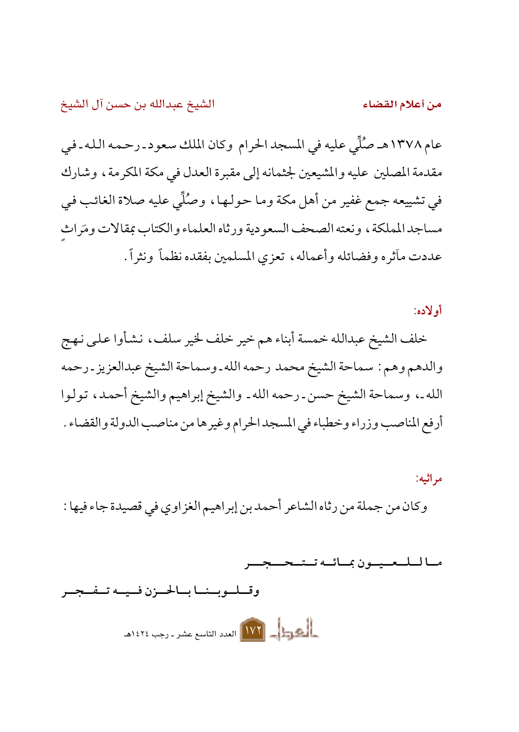عام ١٣٧٨هـ صُلِّي عليه في المسجد الحرام وكان الملك سعود ـ رحمه الله ـ في مقدمة المصلين عليه والمشيعين لجثمانه إلى مقبرة العدل في مكة المكرمة، وشارك في تشييعه جمع غفير من أهل مكة وما حولها، وصُلِّي عليه صلاة الغائب في مساجد المملكة، ونعته الصحف السعودية ورثاه العلماء والكتاب بمقالات ومَراثٍ عددت مآثره وفضائله وأعماله، تعزي المسلمين بفقده نظماً ونثراً.

### أولاده:

خلف الشيخ عبدالله خمسة أبناء هم خير خلف لخير سلف، نشأوا على نهج والدهم وهم: سماحة الشيخ محمد رحمه الله ـ وسماحة الشيخ عبدالعزيز ـ رحمه الله ـ، وسماحة الشيخ حسن ـ رحمه الله ـ والشيخ إبراهيم والشيخ أحمد، تولوا أرفع المناصب وزراء وخطباء في المسجد الحرام وغيرها من مناصب الدولة والقضاء.

### مراثيه:

وكان من جملة من رثاه الشاعر أحمد بن إبراهيم الغزاوي في قصيدة جاء فيها:

ما للعيون بمائه تتحجر

وقلوبنا بالحزن فيه تفجر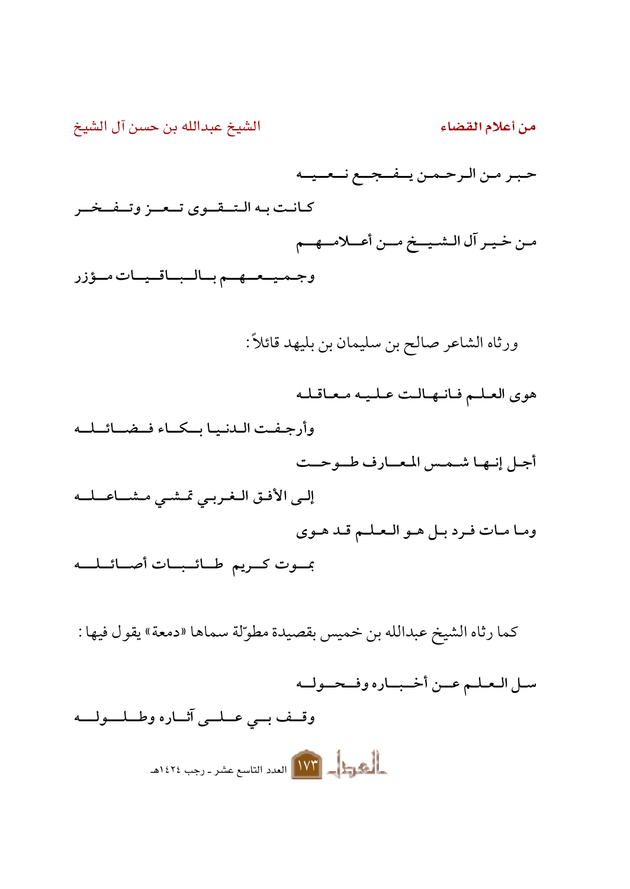حبر من الرحمن يفجع نعيه

كانت به التقوى تعز وتفخر

من خير آل الشيخ من أعلامهم

وجميعهم بالباقيات مؤزر

ورثاه الشاعر صالح بن سليمان بن بليهد قائلاً:

هوى العلم فانهالت عليه معاقله

وأرجفت الدنيا بكاء فضائله

أجل إنها شمس المعارف طوحت

إلى الأفق الغربي تمشي مشاعله

وما مات فرد بل هو العلم قد هوى

بموت كريم طائبات أصائله

كما رثاه الشيخ عبدالله بن خميس بقصيدة مطوّلة سماها «دمعة» يقول فيها:

سل العلم عن أخباره وفحوله

وقف بي على آثاره وطلوله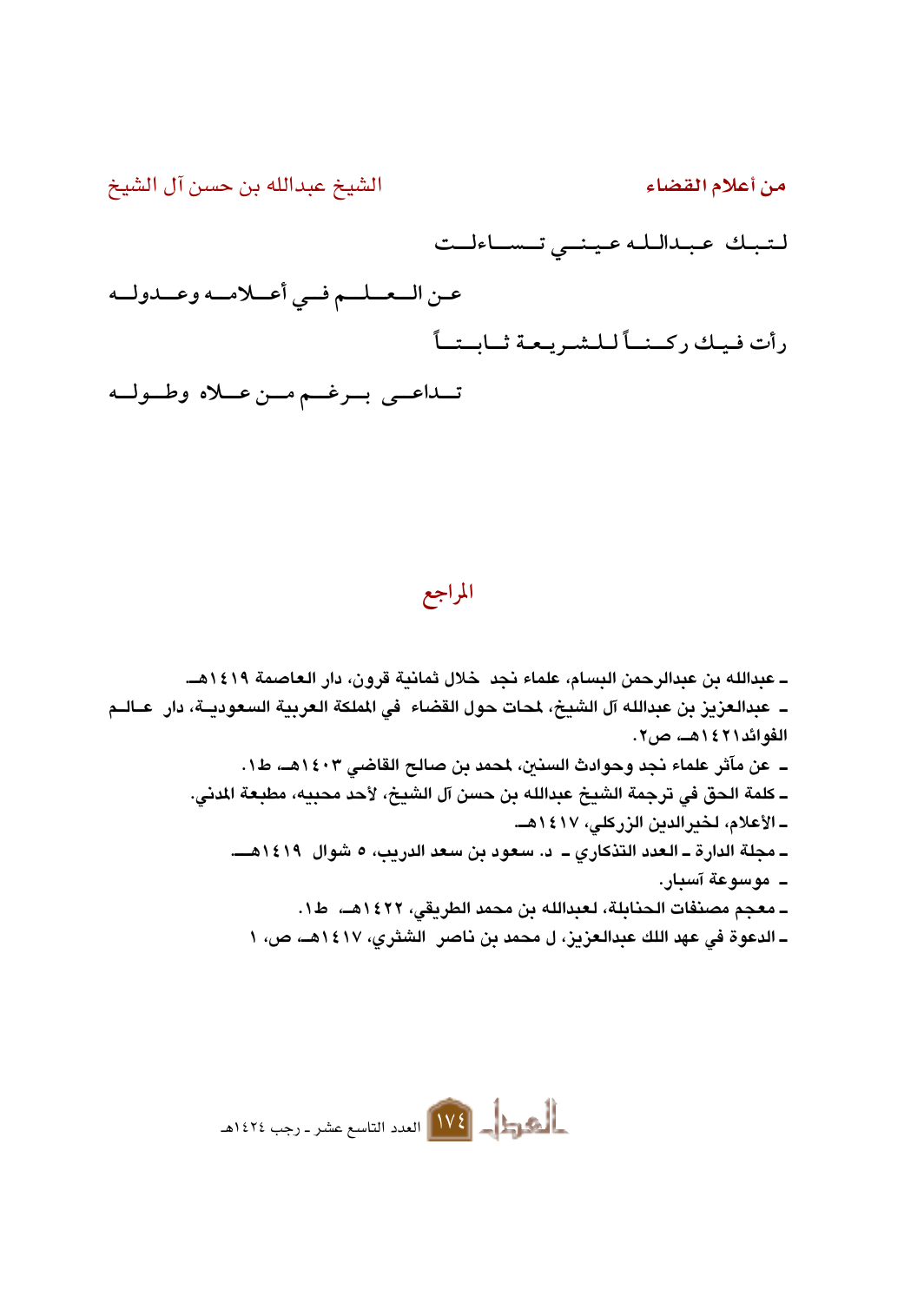لتبك عبدالله عيني تساءلت

عن العلم في أعلامه وعدوله

رأت فيك ركناً للشريعة ثابتاً

تداعى برغم من علاه وطوله

## المراجع

- عبدالله بن عبدالرحمن البسام، علماء نجد خلال ثمانية قرون، دار العاصمة ١٤١٩هـ.
- عبدالعزيز بن عبدالله آل الشيخ، لمحات حول القضاء في المملكة العربية السعودية، دار عالم الفوائد١٤٢١هـ، ص٢.
- عن مآثر علماء نجد وحوادث السنين، لمحمد بن صالح القاضي ١٤٠٣هـ، ط١.
- كلمة الحق في ترجمة الشيخ عبدالله بن حسن آل الشيخ، لأحد محبيه، مطبعة المدني.
- الأعلام، لخيرالدين الزركلي، ١٤١٧هـ.
- مجلة الدارة ـ العدد التذكاري ـ د. سعود بن سعد الدريب، ٥ شوال ١٤١٩هـ.
- موسوعة آسبار.
- معجم مصنفات الحنابلة، لعبدالله بن محمد الطريقي، ١٤٢٢هـ، ط١.
- الدعوة في عهد الملك عبدالعزيز، ل محمد بن ناصر الشثري، ١٤١٧هـ، ص ١